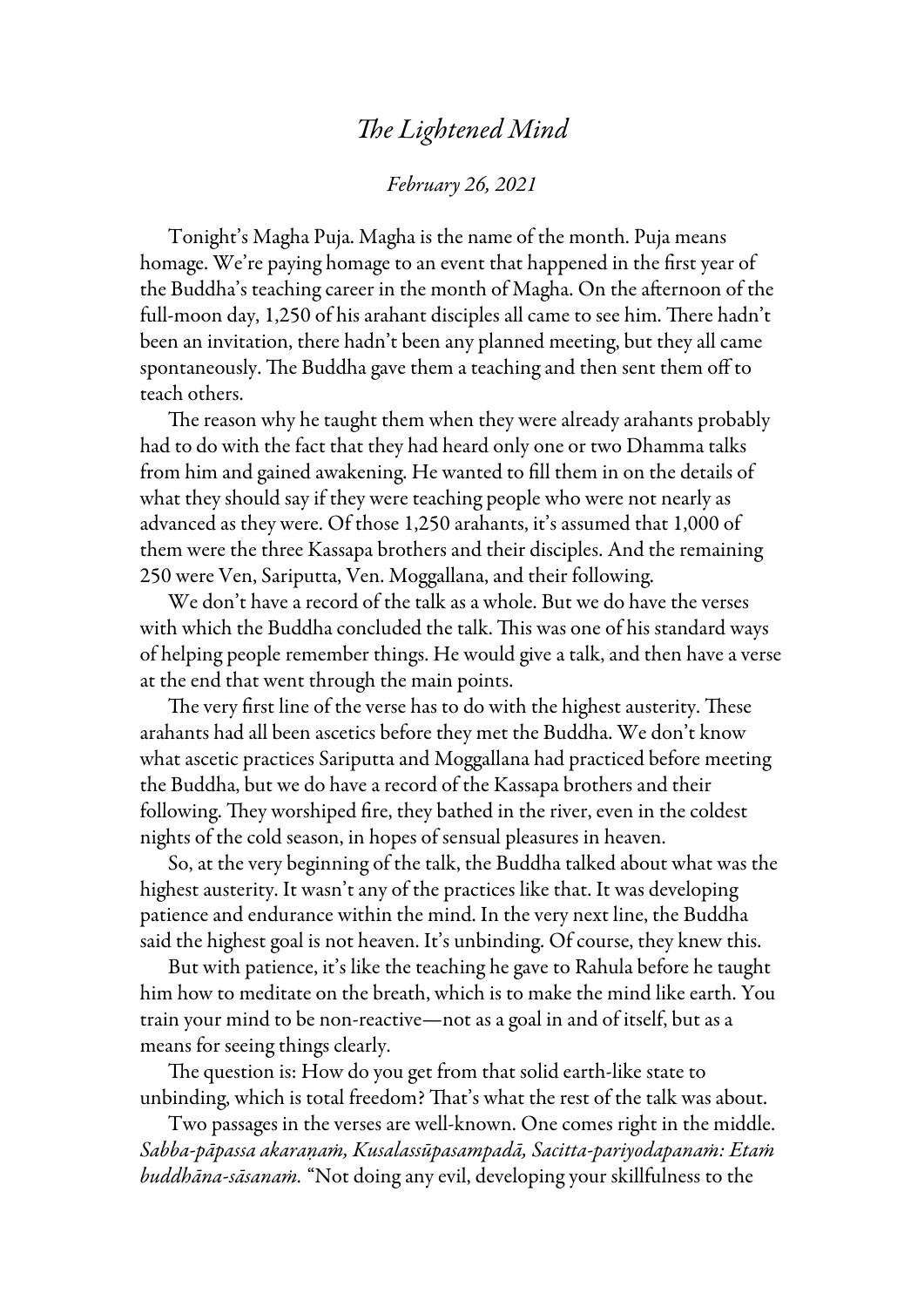# *The Lightened Mind*

*February 26, 2021*

Tonight's Magha Puja. Magha is the name of the month. Puja means homage. We're paying homage to an event that happened in the first year of the Buddha's teaching career in the month of Magha. On the afternoon of the full-moon day, 1,250 of his arahant disciples all came to see him. There hadn't been an invitation, there hadn't been any planned meeting, but they all came spontaneously. The Buddha gave them a teaching and then sent them off to teach others.

The reason why he taught them when they were already arahants probably had to do with the fact that they had heard only one or two Dhamma talks from him and gained awakening. He wanted to fill them in on the details of what they should say if they were teaching people who were not nearly as advanced as they were. Of those 1,250 arahants, it's assumed that 1,000 of them were the three Kassapa brothers and their disciples. And the remaining 250 were Ven, Sariputta, Ven. Moggallana, and their following.

We don't have a record of the talk as a whole. But we do have the verses with which the Buddha concluded the talk. This was one of his standard ways of helping people remember things. He would give a talk, and then have a verse at the end that went through the main points.

The very first line of the verse has to do with the highest austerity. These arahants had all been ascetics before they met the Buddha. We don't know what ascetic practices Sariputta and Moggallana had practiced before meeting the Buddha, but we do have a record of the Kassapa brothers and their following. They worshiped fire, they bathed in the river, even in the coldest nights of the cold season, in hopes of sensual pleasures in heaven.

So, at the very beginning of the talk, the Buddha talked about what was the highest austerity. It wasn't any of the practices like that. It was developing patience and endurance within the mind. In the very next line, the Buddha said the highest goal is not heaven. It's unbinding. Of course, they knew this.

But with patience, it's like the teaching he gave to Rahula before he taught him how to meditate on the breath, which is to make the mind like earth. You train your mind to be non-reactive—not as a goal in and of itself, but as a means for seeing things clearly.

The question is: How do you get from that solid earth-like state to unbinding, which is total freedom? That's what the rest of the talk was about.

Two passages in the verses are well-known. One comes right in the middle. *Sabba-pāpassa akaraṇaṁ, Kusalassūpasampadā, Sacitta-pariyodapanaṁ: Etaṁ buddhāna-sāsanaṁ.* "Not doing any evil, developing your skillfulness to the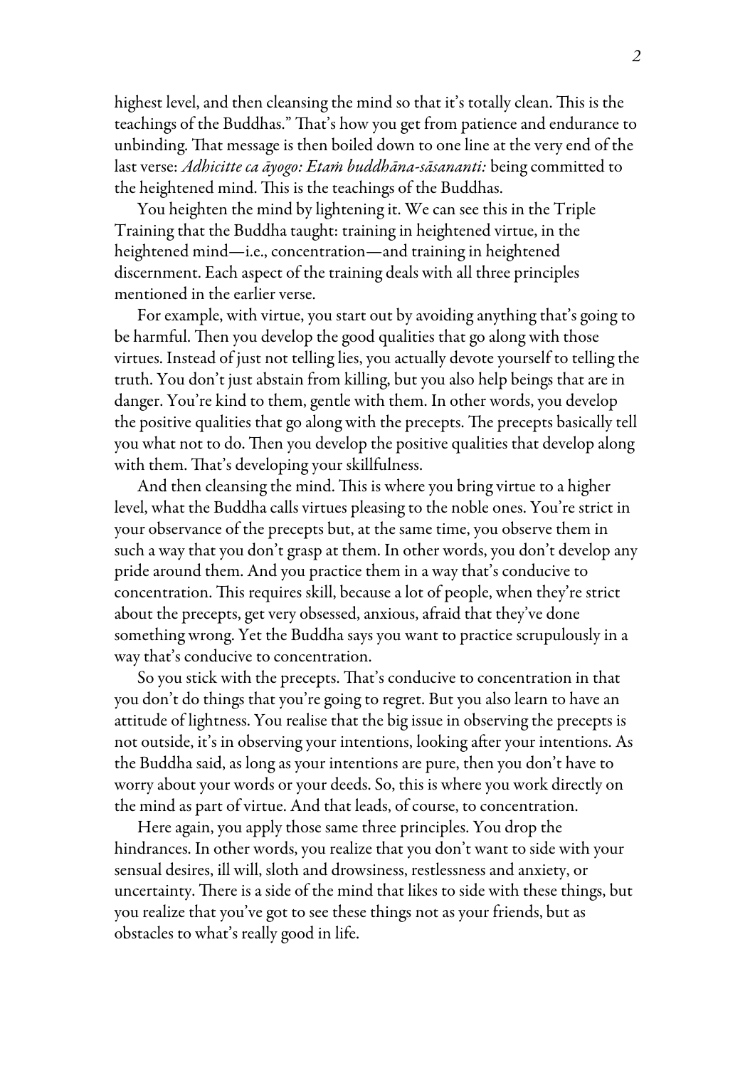highest level, and then cleansing the mind so that it's totally clean. This is the teachings of the Buddhas." That's how you get from patience and endurance to unbinding. That message is then boiled down to one line at the very end of the last verse: *Adhicitte ca āyogo: Etaṁ buddhāna-sāsananti:* being committed to the heightened mind. This is the teachings of the Buddhas.

You heighten the mind by lightening it. We can see this in the Triple Training that the Buddha taught: training in heightened virtue, in the heightened mind—i.e., concentration—and training in heightened discernment. Each aspect of the training deals with all three principles mentioned in the earlier verse.

For example, with virtue, you start out by avoiding anything that's going to be harmful. Then you develop the good qualities that go along with those virtues. Instead of just not telling lies, you actually devote yourself to telling the truth. You don't just abstain from killing, but you also help beings that are in danger. You're kind to them, gentle with them. In other words, you develop the positive qualities that go along with the precepts. The precepts basically tell you what not to do. Then you develop the positive qualities that develop along with them. That's developing your skillfulness.

And then cleansing the mind. This is where you bring virtue to a higher level, what the Buddha calls virtues pleasing to the noble ones. You're strict in your observance of the precepts but, at the same time, you observe them in such a way that you don't grasp at them. In other words, you don't develop any pride around them. And you practice them in a way that's conducive to concentration. This requires skill, because a lot of people, when they're strict about the precepts, get very obsessed, anxious, afraid that they've done something wrong. Yet the Buddha says you want to practice scrupulously in a way that's conducive to concentration.

So you stick with the precepts. That's conducive to concentration in that you don't do things that you're going to regret. But you also learn to have an attitude of lightness. You realise that the big issue in observing the precepts is not outside, it's in observing your intentions, looking after your intentions. As the Buddha said, as long as your intentions are pure, then you don't have to worry about your words or your deeds. So, this is where you work directly on the mind as part of virtue. And that leads, of course, to concentration.

Here again, you apply those same three principles. You drop the hindrances. In other words, you realize that you don't want to side with your sensual desires, ill will, sloth and drowsiness, restlessness and anxiety, or uncertainty. There is a side of the mind that likes to side with these things, but you realize that you've got to see these things not as your friends, but as obstacles to what's really good in life.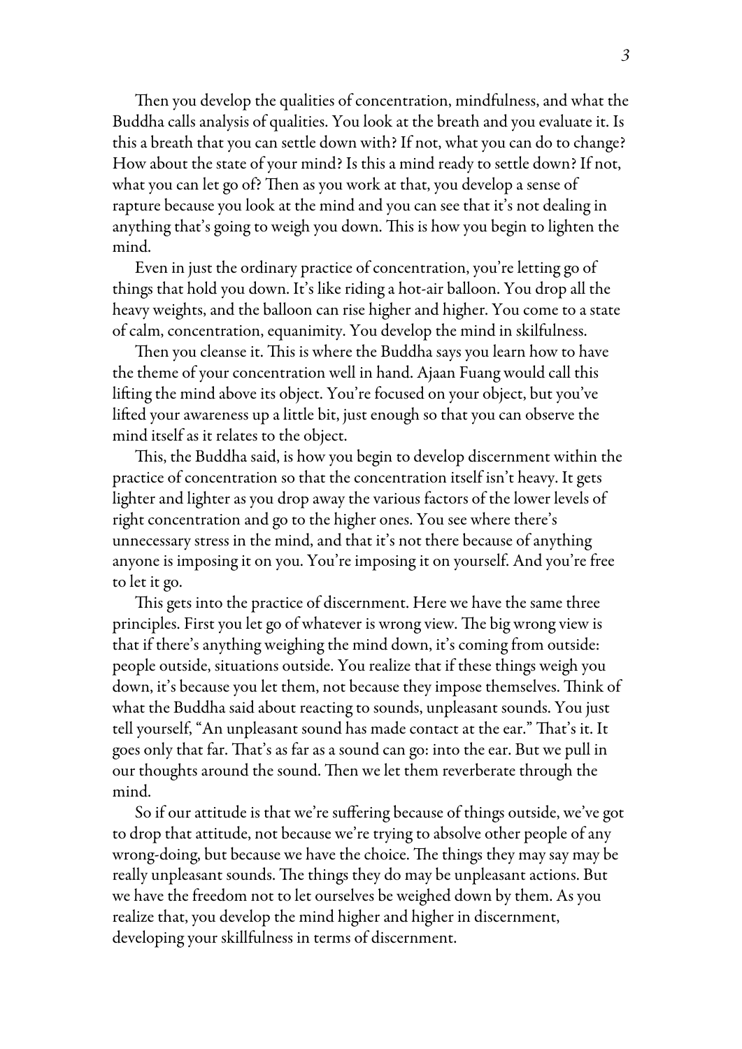Then you develop the qualities of concentration, mindfulness, and what the Buddha calls analysis of qualities. You look at the breath and you evaluate it. Is this a breath that you can settle down with? If not, what you can do to change? How about the state of your mind? Is this a mind ready to settle down? If not, what you can let go of? Then as you work at that, you develop a sense of rapture because you look at the mind and you can see that it's not dealing in anything that's going to weigh you down. This is how you begin to lighten the mind.

Even in just the ordinary practice of concentration, you're letting go of things that hold you down. It's like riding a hot-air balloon. You drop all the heavy weights, and the balloon can rise higher and higher. You come to a state of calm, concentration, equanimity. You develop the mind in skilfulness.

Then you cleanse it. This is where the Buddha says you learn how to have the theme of your concentration well in hand. Ajaan Fuang would call this lifting the mind above its object. You're focused on your object, but you've lifted your awareness up a little bit, just enough so that you can observe the mind itself as it relates to the object.

This, the Buddha said, is how you begin to develop discernment within the practice of concentration so that the concentration itself isn't heavy. It gets lighter and lighter as you drop away the various factors of the lower levels of right concentration and go to the higher ones. You see where there's unnecessary stress in the mind, and that it's not there because of anything anyone is imposing it on you. You're imposing it on yourself. And you're free to let it go.

This gets into the practice of discernment. Here we have the same three principles. First you let go of whatever is wrong view. The big wrong view is that if there's anything weighing the mind down, it's coming from outside: people outside, situations outside. You realize that if these things weigh you down, it's because you let them, not because they impose themselves. Think of what the Buddha said about reacting to sounds, unpleasant sounds. You just tell yourself, "An unpleasant sound has made contact at the ear." That's it. It goes only that far. That's as far as a sound can go: into the ear. But we pull in our thoughts around the sound. Then we let them reverberate through the mind.

So if our attitude is that we're suffering because of things outside, we've got to drop that attitude, not because we're trying to absolve other people of any wrong-doing, but because we have the choice. The things they may say may be really unpleasant sounds. The things they do may be unpleasant actions. But we have the freedom not to let ourselves be weighed down by them. As you realize that, you develop the mind higher and higher in discernment, developing your skillfulness in terms of discernment.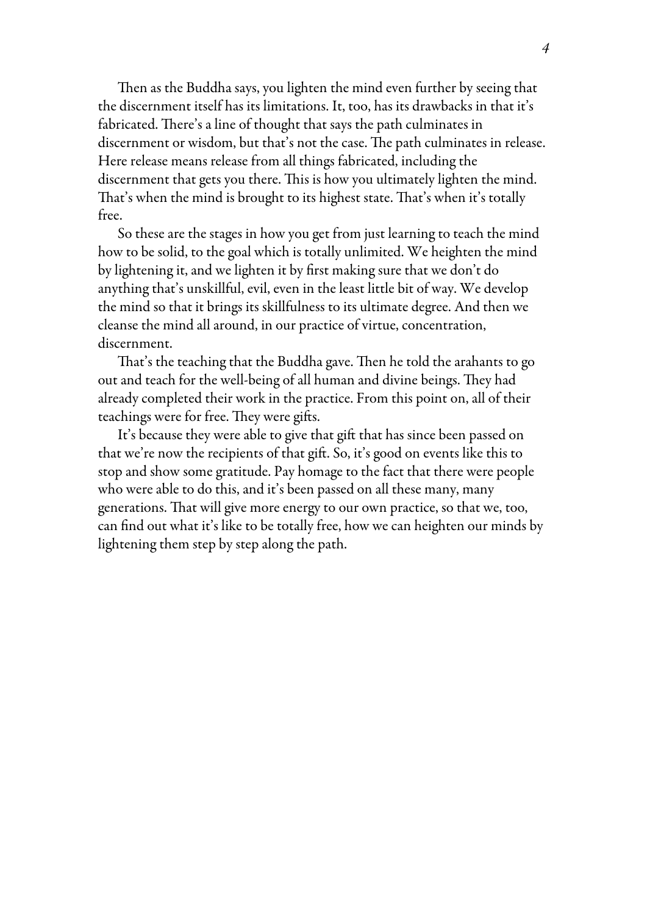Then as the Buddha says, you lighten the mind even further by seeing that the discernment itself has its limitations. It, too, has its drawbacks in that it's fabricated. There's a line of thought that says the path culminates in discernment or wisdom, but that's not the case. The path culminates in release. Here release means release from all things fabricated, including the discernment that gets you there. This is how you ultimately lighten the mind. That's when the mind is brought to its highest state. That's when it's totally free.

So these are the stages in how you get from just learning to teach the mind how to be solid, to the goal which is totally unlimited. We heighten the mind by lightening it, and we lighten it by first making sure that we don't do anything that's unskillful, evil, even in the least little bit of way. We develop the mind so that it brings its skillfulness to its ultimate degree. And then we cleanse the mind all around, in our practice of virtue, concentration, discernment.

That's the teaching that the Buddha gave. Then he told the arahants to go out and teach for the well-being of all human and divine beings. They had already completed their work in the practice. From this point on, all of their teachings were for free. They were gifts.

It's because they were able to give that gift that has since been passed on that we're now the recipients of that gift. So, it's good on events like this to stop and show some gratitude. Pay homage to the fact that there were people who were able to do this, and it's been passed on all these many, many generations. That will give more energy to our own practice, so that we, too, can find out what it's like to be totally free, how we can heighten our minds by lightening them step by step along the path.